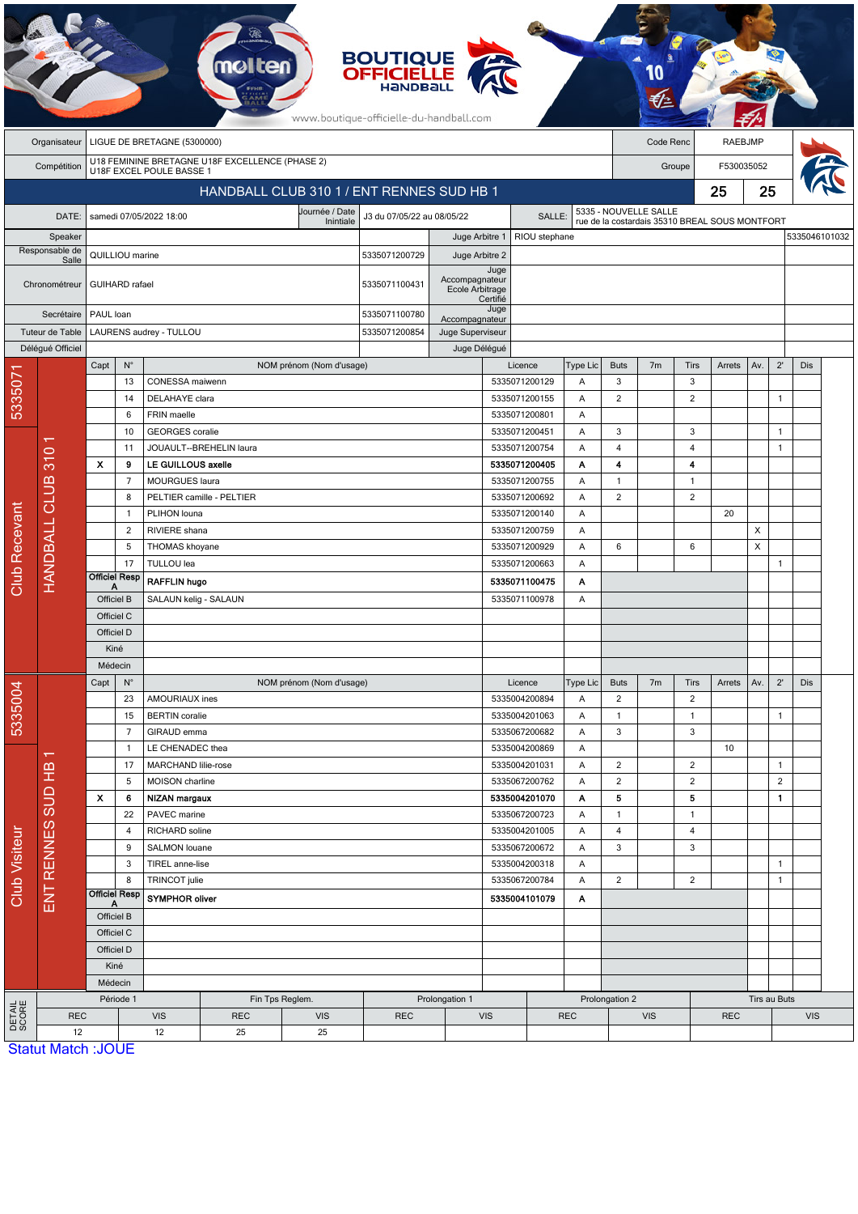BOUTIQUE OFFICIELLE HANDBALL

www.boutique-officielle-du-handball.com

| Organisateur | LIGUE DE BRETAGNE (5300000) | Code Renc | RAEBJMP |
|---|---|---|---|
| Compétition | U18 FEMININE BRETAGNE U18F EXCELLENCE (PHASE 2) U18F EXCEL POULE BASSE 1 | Groupe | F530035052 |

## HANDBALL CLUB 310 1 / ENT RENNES SUD HB 1 — 25 / 25

| DATE: | samedi 07/05/2022 18:00 | Journée / Date Initiale | J3 du 07/05/22 au 08/05/22 | SALLE: | 5335 - NOUVELLE SALLE rue de la costardais 35310 BREAL SOUS MONTFORT |
|---|---|---|---|---|---|

| Rôle | Nom | Licence | Rôle | Nom | Licence |
|---|---|---|---|---|---|
| Speaker | | | Juge Arbitre 1 | RIOU stephane | 5335046101032 |
| Responsable de Salle | QUILLIOU marine | 5335071200729 | Juge Arbitre 2 | | |
| Chronométreur | GUIHARD rafael | 5335071100431 | Juge Accompagnateur Ecole Arbitrage Certifié | | |
| Secrétaire | PAUL loan | 5335071100780 | Juge Accompagnateur | | |
| Tuteur de Table | LAURENS audrey - TULLOU | 5335071200854 | Juge Superviseur | | |
| Délégué Officiel | | | Juge Délégué | | |

### Club Recevant — HANDBALL CLUB 310 1 (5335071)

| Capt | N° | NOM prénom (Nom d'usage) | Licence | Type Lic | Buts | 7m | Tirs | Arrets | Av. | 2' | Dis |
|---|---|---|---|---|---|---|---|---|---|---|---|
| | 13 | CONESSA maiwenn | 5335071200129 | A | 3 | | 3 | | | | |
| | 14 | DELAHAYE clara | 5335071200155 | A | 2 | | 2 | | | 1 | |
| | 6 | FRIN maelle | 5335071200801 | A | | | | | | | |
| | 10 | GEORGES coralie | 5335071200451 | A | 3 | | 3 | | | 1 | |
| | 11 | JOUAULT--BREHELIN laura | 5335071200754 | A | 4 | | 4 | | | 1 | |
| X | 9 | **LE GUILLOUS axelle** | **5335071200405** | **A** | **4** | | **4** | | | | |
| | 7 | MOURGUES laura | 5335071200755 | A | 1 | | 1 | | | | |
| | 8 | PELTIER camille - PELTIER | 5335071200692 | A | 2 | | 2 | | | | |
| | 1 | PLIHON louna | 5335071200140 | A | | | | 20 | | | |
| | 2 | RIVIERE shana | 5335071200759 | A | | | | | X | | |
| | 5 | THOMAS khoyane | 5335071200929 | A | 6 | | 6 | | X | | |
| | 17 | TULLOU lea | 5335071200663 | A | | | | | | 1 | |
| Officiel Resp A | | **RAFFLIN hugo** | **5335071100475** | **A** | | | | | | | |
| Officiel B | | SALAUN kelig - SALAUN | 5335071100978 | A | | | | | | | |
| Officiel C | | | | | | | | | | | |
| Officiel D | | | | | | | | | | | |
| Kiné | | | | | | | | | | | |
| Médecin | | | | | | | | | | | |

### Club Visiteur — ENT RENNES SUD HB 1 (5335004)

| Capt | N° | NOM prénom (Nom d'usage) | Licence | Type Lic | Buts | 7m | Tirs | Arrets | Av. | 2' | Dis |
|---|---|---|---|---|---|---|---|---|---|---|---|
| | 23 | AMOURIAUX ines | 5335004200894 | A | 2 | | 2 | | | | |
| | 15 | BERTIN coralie | 5335004201063 | A | 1 | | 1 | | | 1 | |
| | 7 | GIRAUD emma | 5335067200682 | A | 3 | | 3 | | | | |
| | 1 | LE CHENADEC thea | 5335004200869 | A | | | | 10 | | | |
| | 17 | MARCHAND lilie-rose | 5335004201031 | A | 2 | | 2 | | | 1 | |
| | 5 | MOISON charline | 5335067200762 | A | 2 | | 2 | | | 2 | |
| X | 6 | **NIZAN margaux** | **5335004201070** | **A** | **5** | | **5** | | | **1** | |
| | 22 | PAVEC marine | 5335067200723 | A | 1 | | 1 | | | | |
| | 4 | RICHARD soline | 5335004201005 | A | 4 | | 4 | | | | |
| | 9 | SALMON louane | 5335067200672 | A | 3 | | 3 | | | | |
| | 3 | TIREL anne-lise | 5335004200318 | A | | | | | | 1 | |
| | 8 | TRINCOT julie | 5335067200784 | A | 2 | | 2 | | | 1 | |
| Officiel Resp A | | **SYMPHOR oliver** | **5335004101079** | **A** | | | | | | | |
| Officiel B | | | | | | | | | | | |
| Officiel C | | | | | | | | | | | |
| Officiel D | | | | | | | | | | | |
| Kiné | | | | | | | | | | | |
| Médecin | | | | | | | | | | | |

### DETAIL SCORE

| Période 1 | | Fin Tps Reglem. | | Prolongation 1 | | Prolongation 2 | | Tirs au Buts | |
|---|---|---|---|---|---|---|---|---|---|
| REC | VIS | REC | VIS | REC | VIS | REC | VIS | REC | VIS |
| 12 | 12 | 25 | 25 | | | | | | |

Statut Match :JOUE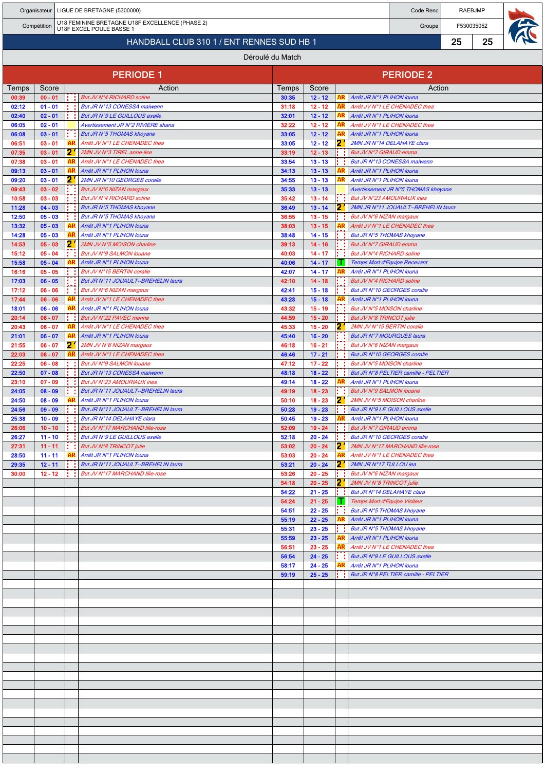| Organisateur | LIGUE DE BRETAGNE (5300000) | Code Renc | RAEBJMP |
|---|---|---|---|
| Compétition | U18 FEMININE BRETAGNE U18F EXCELLENCE (PHASE 2) U18F EXCEL POULE BASSE 1 | Groupe | F530035052 |

## HANDBALL CLUB 310 1 / ENT RENNES SUD HB 1 — 25 - 25

### Déroulé du Match

| PERIODE 1 | | | | PERIODE 2 | | | |
|---|---|---|---|---|---|---|---|
| Temps | Score | | Action | Temps | Score | | Action |
| 00:39 | 00 - 01 | | But JV N°4 RICHARD soline | 30:35 | 12 - 12 | AR | Arrêt JR N°1 PLIHON louna |
| 02:12 | 01 - 01 | | But JR N°13 CONESSA maiwenn | 31:18 | 12 - 12 | AR | Arrêt JV N°1 LE CHENADEC thea |
| 02:40 | 02 - 01 | | But JR N°9 LE GUILLOUS axelle | 32:01 | 12 - 12 | AR | Arrêt JR N°1 PLIHON louna |
| 06:05 | 02 - 01 | | Avertissement JR N°2 RIVIERE shana | 32:22 | 12 - 12 | AR | Arrêt JV N°1 LE CHENADEC thea |
| 06:08 | 03 - 01 | | But JR N°5 THOMAS khoyane | 33:05 | 12 - 12 | AR | Arrêt JR N°1 PLIHON louna |
| 06:51 | 03 - 01 | AR | Arrêt JV N°1 LE CHENADEC thea | 33:05 | 12 - 12 | 2' | 2MN JR N°14 DELAHAYE clara |
| 07:35 | 03 - 01 | 2' | 2MN JV N°3 TIREL anne-lise | 33:19 | 12 - 13 | | But JV N°7 GIRAUD emma |
| 07:38 | 03 - 01 | AR | Arrêt JV N°1 LE CHENADEC thea | 33:54 | 13 - 13 | | But JR N°13 CONESSA maiwenn |
| 09:13 | 03 - 01 | AR | Arrêt JR N°1 PLIHON louna | 34:13 | 13 - 13 | AR | Arrêt JR N°1 PLIHON louna |
| 09:20 | 03 - 01 | 2' | 2MN JR N°10 GEORGES coralie | 34:55 | 13 - 13 | AR | Arrêt JR N°1 PLIHON louna |
| 09:43 | 03 - 02 | | But JV N°6 NIZAN margaux | 35:33 | 13 - 13 | | Avertissement JR N°5 THOMAS khoyane |
| 10:58 | 03 - 03 | | But JV N°4 RICHARD soline | 35:42 | 13 - 14 | | But JV N°23 AMOURIAUX ines |
| 11:28 | 04 - 03 | | But JR N°5 THOMAS khoyane | 36:49 | 13 - 14 | 2' | 2MN JR N°11 JOUAULT--BREHELIN laura |
| 12:50 | 05 - 03 | | But JR N°5 THOMAS khoyane | 36:55 | 13 - 15 | | But JV N°6 NIZAN margaux |
| 13:32 | 05 - 03 | AR | Arrêt JR N°1 PLIHON louna | 38:03 | 13 - 15 | AR | Arrêt JV N°1 LE CHENADEC thea |
| 14:28 | 05 - 03 | AR | Arrêt JR N°1 PLIHON louna | 38:48 | 14 - 15 | | But JR N°5 THOMAS khoyane |
| 14:53 | 05 - 03 | 2' | 2MN JV N°5 MOISON charline | 39:13 | 14 - 16 | | But JV N°7 GIRAUD emma |
| 15:12 | 05 - 04 | | But JV N°9 SALMON louane | 40:03 | 14 - 17 | | But JV N°4 RICHARD soline |
| 15:58 | 05 - 04 | AR | Arrêt JR N°1 PLIHON louna | 40:06 | 14 - 17 | T | Temps Mort d'Equipe Recevant |
| 16:16 | 05 - 05 | | But JV N°15 BERTIN coralie | 42:07 | 14 - 17 | AR | Arrêt JR N°1 PLIHON louna |
| 17:03 | 06 - 05 | | But JR N°11 JOUAULT--BREHELIN laura | 42:10 | 14 - 18 | | But JV N°4 RICHARD soline |
| 17:12 | 06 - 06 | | But JV N°6 NIZAN margaux | 42:41 | 15 - 18 | | But JR N°10 GEORGES coralie |
| 17:44 | 06 - 06 | AR | Arrêt JV N°1 LE CHENADEC thea | 43:28 | 15 - 18 | AR | Arrêt JR N°1 PLIHON louna |
| 18:01 | 06 - 06 | AR | Arrêt JR N°1 PLIHON louna | 43:32 | 15 - 19 | | But JV N°5 MOISON charline |
| 20:14 | 06 - 07 | | But JV N°22 PAVEC marine | 44:59 | 15 - 20 | | But JV N°8 TRINCOT julie |
| 20:43 | 06 - 07 | AR | Arrêt JV N°1 LE CHENADEC thea | 45:33 | 15 - 20 | 2' | 2MN JV N°15 BERTIN coralie |
| 21:01 | 06 - 07 | AR | Arrêt JR N°1 PLIHON louna | 45:40 | 16 - 20 | | But JR N°7 MOURGUES laura |
| 21:55 | 06 - 07 | 2' | 2MN JV N°6 NIZAN margaux | 46:18 | 16 - 21 | | But JV N°6 NIZAN margaux |
| 22:03 | 06 - 07 | AR | Arrêt JV N°1 LE CHENADEC thea | 46:46 | 17 - 21 | | But JR N°10 GEORGES coralie |
| 22:25 | 06 - 08 | | But JV N°9 SALMON louane | 47:12 | 17 - 22 | | But JV N°5 MOISON charline |
| 22:50 | 07 - 08 | | But JR N°13 CONESSA maiwenn | 48:18 | 18 - 22 | | But JR N°8 PELTIER camille - PELTIER |
| 23:10 | 07 - 09 | | But JV N°23 AMOURIAUX ines | 49:14 | 18 - 22 | AR | Arrêt JR N°1 PLIHON louna |
| 24:05 | 08 - 09 | | But JR N°11 JOUAULT--BREHELIN laura | 49:19 | 18 - 23 | | But JV N°9 SALMON louane |
| 24:50 | 08 - 09 | AR | Arrêt JR N°1 PLIHON louna | 50:10 | 18 - 23 | 2' | 2MN JV N°5 MOISON charline |
| 24:56 | 09 - 09 | | But JR N°11 JOUAULT--BREHELIN laura | 50:28 | 19 - 23 | | But JR N°9 LE GUILLOUS axelle |
| 25:38 | 10 - 09 | | But JR N°14 DELAHAYE clara | 50:45 | 19 - 23 | AR | Arrêt JR N°1 PLIHON louna |
| 26:06 | 10 - 10 | | But JV N°17 MARCHAND lilie-rose | 52:09 | 19 - 24 | | But JV N°7 GIRAUD emma |
| 26:27 | 11 - 10 | | But JR N°9 LE GUILLOUS axelle | 52:18 | 20 - 24 | | But JR N°10 GEORGES coralie |
| 27:31 | 11 - 11 | | But JV N°8 TRINCOT julie | 53:02 | 20 - 24 | 2' | 2MN JV N°17 MARCHAND lilie-rose |
| 28:50 | 11 - 11 | AR | Arrêt JR N°1 PLIHON louna | 53:03 | 20 - 24 | AR | Arrêt JV N°1 LE CHENADEC thea |
| 29:35 | 12 - 11 | | But JR N°11 JOUAULT--BREHELIN laura | 53:21 | 20 - 24 | 2' | 2MN JR N°17 TULLOU lea |
| 30:00 | 12 - 12 | | But JV N°17 MARCHAND lilie-rose | 53:26 | 20 - 25 | | But JV N°6 NIZAN margaux |
| | | | | 54:18 | 20 - 25 | 2' | 2MN JV N°8 TRINCOT julie |
| | | | | 54:22 | 21 - 25 | | But JR N°14 DELAHAYE clara |
| | | | | 54:24 | 21 - 25 | T | Temps Mort d'Equipe Visiteur |
| | | | | 54:51 | 22 - 25 | | But JR N°5 THOMAS khoyane |
| | | | | 55:19 | 22 - 25 | AR | Arrêt JR N°1 PLIHON louna |
| | | | | 55:31 | 23 - 25 | | But JR N°5 THOMAS khoyane |
| | | | | 55:59 | 23 - 25 | AR | Arrêt JR N°1 PLIHON louna |
| | | | | 56:51 | 23 - 25 | AR | Arrêt JV N°1 LE CHENADEC thea |
| | | | | 56:54 | 24 - 25 | | But JR N°9 LE GUILLOUS axelle |
| | | | | 58:17 | 24 - 25 | AR | Arrêt JR N°1 PLIHON louna |
| | | | | 59:19 | 25 - 25 | | But JR N°8 PELTIER camille - PELTIER |